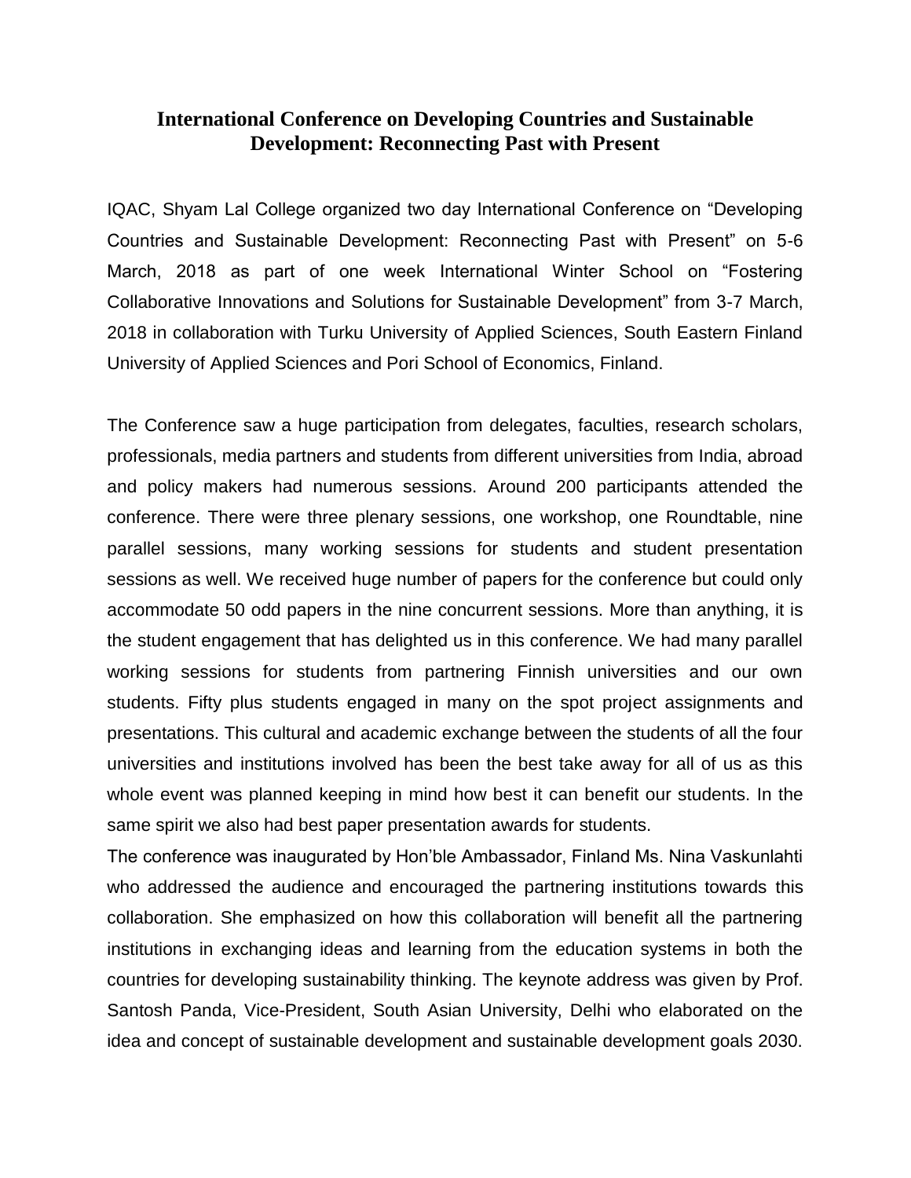# International Conference on Developing Countries and Sustainable Development: Reconnecting Past with Present

IQAC, Shyam Lal College organized two day International Conference on "Developing Countries and Sustainable Development: Reconnecting Past with Present" on 5-6 March, 2018 as part of one week International Winter School on "Fostering Collaborative Innovations and Solutions for Sustainable Development" from 3-7 March, 2018 in collaboration with Turku University of Applied Sciences, South Eastern Finland University of Applied Sciences and Pori School of Economics, Finland.

The Conference saw a huge participation from delegates, faculties, research scholars, professionals, media partners and students from different universities from India, abroad and policy makers had numerous sessions. Around 200 participants attended the conference. There were three plenary sessions, one workshop, one Roundtable, nine parallel sessions, many working sessions for students and student presentation sessions as well. We received huge number of papers for the conference but could only accommodate 50 odd papers in the nine concurrent sessions. More than anything, it is the student engagement that has delighted us in this conference. We had many parallel working sessions for students from partnering Finnish universities and our own students. Fifty plus students engaged in many on the spot project assignments and presentations. This cultural and academic exchange between the students of all the four universities and institutions involved has been the best take away for all of us as this whole event was planned keeping in mind how best it can benefit our students. In the same spirit we also had best paper presentation awards for students.

The conference was inaugurated by Hon'ble Ambassador, Finland Ms. Nina Vaskunlahti who addressed the audience and encouraged the partnering institutions towards this collaboration. She emphasized on how this collaboration will benefit all the partnering institutions in exchanging ideas and learning from the education systems in both the countries for developing sustainability thinking. The keynote address was given by Prof. Santosh Panda, Vice-President, South Asian University, Delhi who elaborated on the idea and concept of sustainable development and sustainable development goals 2030.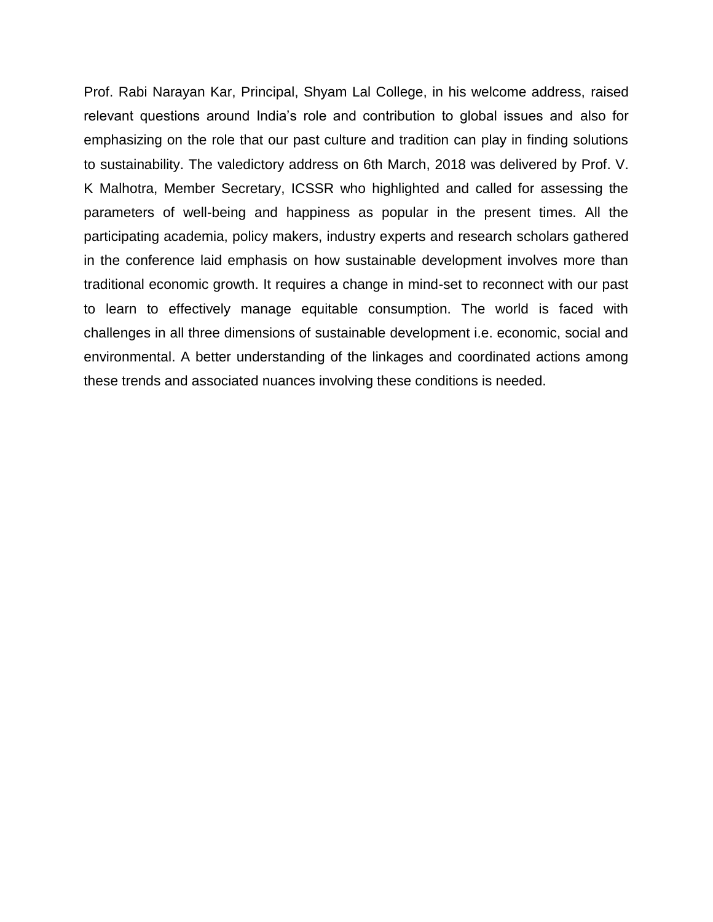Prof. Rabi Narayan Kar, Principal, Shyam Lal College, in his welcome address, raised relevant questions around India's role and contribution to global issues and also for emphasizing on the role that our past culture and tradition can play in finding solutions to sustainability. The valedictory address on 6th March, 2018 was delivered by Prof. V. K Malhotra, Member Secretary, ICSSR who highlighted and called for assessing the parameters of well-being and happiness as popular in the present times. All the participating academia, policy makers, industry experts and research scholars gathered in the conference laid emphasis on how sustainable development involves more than traditional economic growth. It requires a change in mind-set to reconnect with our past to learn to effectively manage equitable consumption. The world is faced with challenges in all three dimensions of sustainable development i.e. economic, social and environmental. A better understanding of the linkages and coordinated actions among these trends and associated nuances involving these conditions is needed.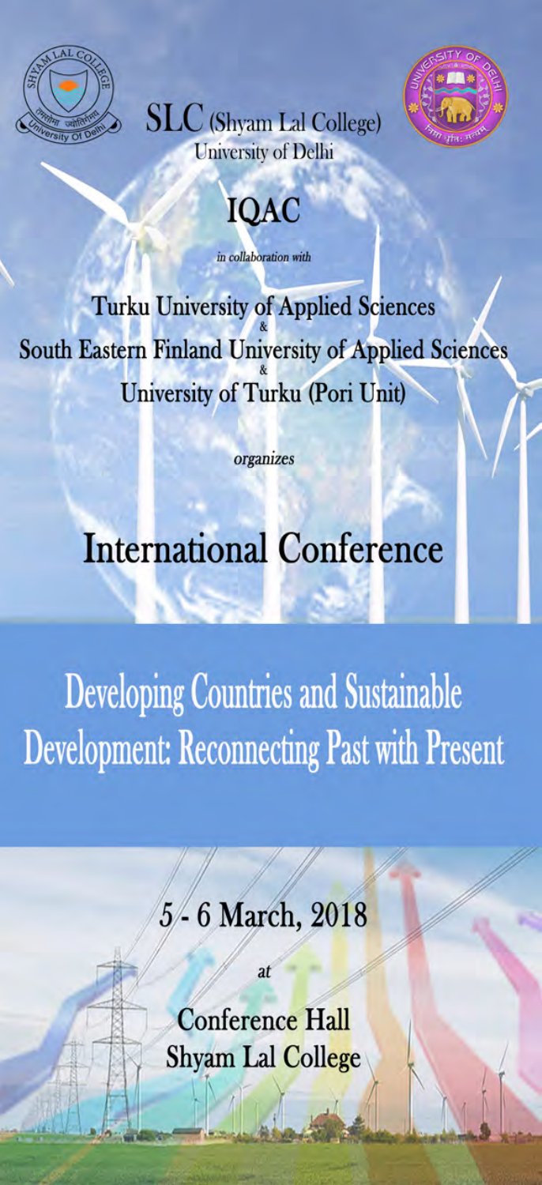**SLC** (Shyam Lal College)
University of Delhi

# IQAC

*in collaboration with*

Turku University of Applied Sciences
&
South Eastern Finland University of Applied Sciences
&
University of Turku (Pori Unit)

*organizes*

# International Conference

## Developing Countries and Sustainable Development: Reconnecting Past with Present

**5 - 6 March, 2018**

at

**Conference Hall**
**Shyam Lal College**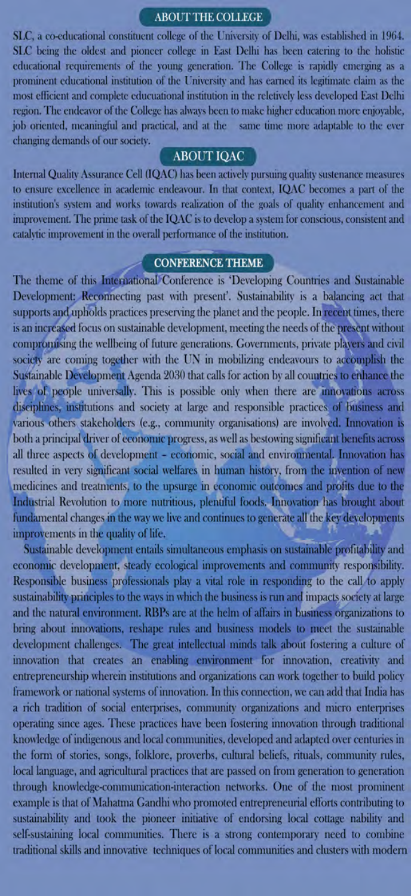## ABOUT THE COLLEGE

SLC, a co-educational constituent college of the University of Delhi, was established in 1964. SLC being the oldest and pioneer college in East Delhi has been catering to the holistic educational requirements of the young generation. The College is rapidly emerging as a prominent educational institution of the University and has earned its legitimate claim as the most efficient and complete educuational institution in the reletively less developed East Delhi region. The endeavor of the College has always been to make higher education more enjoyable, job oriented, meaningful and practical, and at the same time more adaptable to the ever changing demands of our society.

## ABOUT IQAC

Internal Quality Assurance Cell (IQAC) has been actively pursuing quality sustenance measures to ensure excellence in academic endeavour. In that context, IQAC becomes a part of the institution's system and works towards realization of the goals of quality enhancement and improvement. The prime task of the IQAC is to develop a system for conscious, consistent and catalytic improvement in the overall performance of the institution.

## CONFERENCE THEME

The theme of this International Conference is 'Developing Countries and Sustainable Development: Reconnecting past with present'. Sustainability is a balancing act that supports and upholds practices preserving the planet and the people. In recent times, there is an increased focus on sustainable development, meeting the needs of the present without compromising the wellbeing of future generations. Governments, private players and civil society are coming together with the UN in mobilizing endeavours to accomplish the Sustainable Development Agenda 2030 that calls for action by all countries to enhance the lives of people universally. This is possible only when there are innovations across disciplines, institutions and society at large and responsible practices of business and various others stakeholders (e.g., community organisations) are involved. Innovation is both a principal driver of economic progress, as well as bestowing significant benefits across all three aspects of development – economic, social and environmental. Innovation has resulted in very significant social welfares in human history, from the invention of new medicines and treatments, to the upsurge in economic outcomes and profits due to the Industrial Revolution to more nutritious, plentiful foods. Innovation has brought about fundamental changes in the way we live and continues to generate all the key developments improvements in the quality of life.

Sustainable development entails simultaneous emphasis on sustainable profitability and economic development, steady ecological improvements and community responsibility. Responsible business professionals play a vital role in responding to the call to apply sustainability principles to the ways in which the business is run and impacts society at large and the natural environment. RBPs are at the helm of affairs in business organizations to bring about innovations, reshape rules and business models to meet the sustainable development challenges. The great intellectual minds talk about fostering a culture of innovation that creates an enabling environment for innovation, creativity and entrepreneurship wherein institutions and organizations can work together to build policy framework or national systems of innovation. In this connection, we can add that India has a rich tradition of social enterprises, community organizations and micro enterprises operating since ages. These practices have been fostering innovation through traditional knowledge of indigenous and local communities, developed and adapted over centuries in the form of stories, songs, folklore, proverbs, cultural beliefs, rituals, community rules, local language, and agricultural practices that are passed on from generation to generation through knowledge-communication-interaction networks. One of the most prominent example is that of Mahatma Gandhi who promoted entrepreneurial efforts contributing to sustainability and took the pioneer initiative of endorsing local cottage nability and self-sustaining local communities. There is a strong contemporary need to combine traditional skills and innovative techniques of local communities and clusters with modern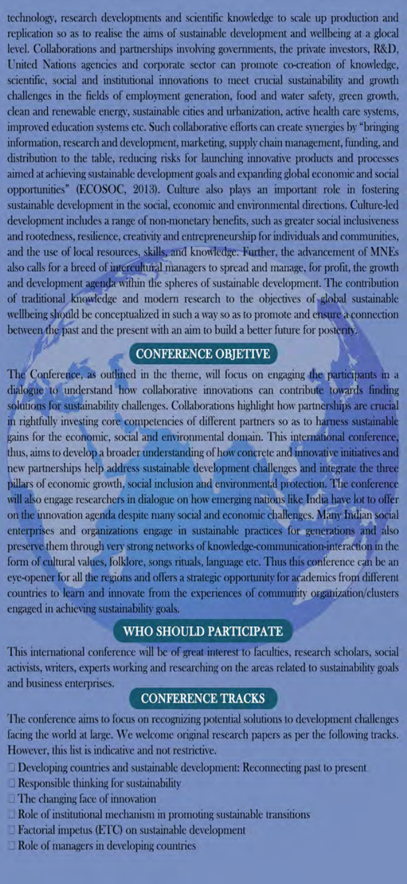technology, research developments and scientific knowledge to scale up production and replication so as to realise the aims of sustainable development and wellbeing at a glocal level. Collaborations and partnerships involving governments, the private investors, R&D, United Nations agencies and corporate sector can promote co-creation of knowledge, scientific, social and institutional innovations to meet crucial sustainability and growth challenges in the fields of employment generation, food and water safety, green growth, clean and renewable energy, sustainable cities and urbanization, active health care systems, improved education systems etc. Such collaborative efforts can create synergies by "bringing information, research and development, marketing, supply chain management, funding, and distribution to the table, reducing risks for launching innovative products and processes aimed at achieving sustainable development goals and expanding global economic and social opportunities" (ECOSOC, 2013). Culture also plays an important role in fostering sustainable development in the social, economic and environmental directions. Culture-led development includes a range of non-monetary benefits, such as greater social inclusiveness and rootedness, resilience, creativity and entrepreneurship for individuals and communities, and the use of local resources, skills, and knowledge. Further, the advancement of MNEs also calls for a breed of intercultural managers to spread and manage, for profit, the growth and development agenda within the spheres of sustainable development. The contribution of traditional knowledge and modern research to the objectives of global sustainable wellbeing should be conceptualized in such a way so as to promote and ensure a connection between the past and the present with an aim to build a better future for posterity.

## CONFERENCE OBJETIVE

The Conference, as outlined in the theme, will focus on engaging the participants in a dialogue to understand how collaborative innovations can contribute towards finding solutions for sustainability challenges. Collaborations highlight how partnerships are crucial in rightfully investing core competencies of different partners so as to harness sustainable gains for the economic, social and environmental domain. This international conference, thus, aims to develop a broader understanding of how concrete and innovative initiatives and new partnerships help address sustainable development challenges and integrate the three pillars of economic growth, social inclusion and environmental protection. The conference will also engage researchers in dialogue on how emerging nations like India have lot to offer on the innovation agenda despite many social and economic challenges. Many Indian social enterprises and organizations engage in sustainable practices for generations and also preserve them through very strong networks of knowledge-communication-interaction in the form of cultural values, folklore, songs rituals, language etc. Thus this conference can be an eye-opener for all the regions and offers a strategic opportunity for academics from different countries to learn and innovate from the experiences of community organization/clusters engaged in achieving sustainability goals.

## WHO SHOULD PARTICIPATE

This international conference will be of great interest to faculties, research scholars, social activists, writers, experts working and researching on the areas related to sustainability goals and business enterprises.

## CONFERENCE TRACKS

The conference aims to focus on recognizing potential solutions to development challenges facing the world at large. We welcome original research papers as per the following tracks. However, this list is indicative and not restrictive.

- Developing countries and sustainable development: Reconnecting past to present
- Responsible thinking for sustainability
- The changing face of innovation
- Role of institutional mechanism in promoting sustainable transitions
- Factorial impetus (ETC) on sustainable development
- Role of managers in developing countries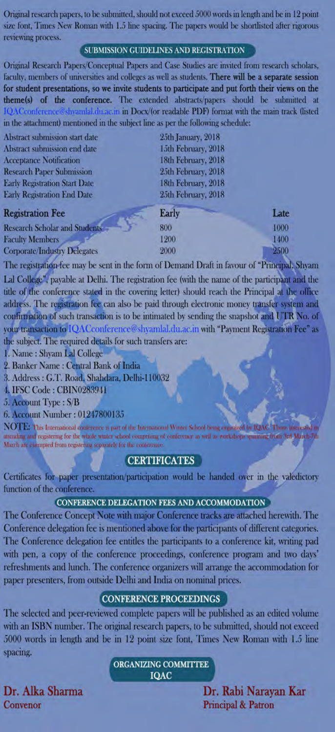Original research papers, to be submitted, should not exceed 5000 words in length and be in 12 point size font, Times New Roman with 1.5 line spacing. The papers would be shortlisted after rigorous reviewing process.

## SUBMISSION GUIDELINES AND REGISTRATION

Original Research Papers/Conceptual Papers and Case Studies are invited from research scholars, faculty, members of universities and colleges as well as students. **There will be a separate session for student presentations, so we invite students to participate and put forth their views on the theme(s) of the conference.** The extended abstracts/papers should be submitted at IQACconference@shyamlal.du.ac.in in Docx/(or readable PDF) format with the main track (listed in the attachment) mentioned in the subject line as per the following schedule:

| | |
|---|---|
| Abstract submission start date | 25th January, 2018 |
| Abstract submission end date | 15th February, 2018 |
| Acceptance Notification | 18th February, 2018 |
| Research Paper Submission | 25th February, 2018 |
| Early Registration Start Date | 18th February, 2018 |
| Early Registration End Date | 25th February, 2018 |

| Registration Fee | Early | Late |
|---|---|---|
| Research Scholar and Students | 800 | 1000 |
| Faculty Members | 1200 | 1400 |
| Corporate/Industry Delegates | 2000 | 2500 |

The registration fee may be sent in the form of Demand Draft in favour of "Principal, Shyam Lal College", payable at Delhi. The registration fee (with the name of the participant and the title of the conference stated in the covering letter) should reach the Principal at the office address. The registration fee can also be paid through electronic money transfer system and confirmation of such transaction is to be intimated by sending the snapshot and UTR No. of your transaction to IQACconference@shyamlal.du.ac.in with "Payment Registration Fee" as the subject. The required details for such transfers are:

1. Name : Shyam Lal College
2. Banker Name : Central Bank of India
3. Address : G.T. Road, Shahdara, Delhi-110032
4. IFSC Code : CBIN0283941
5. Account Type : S/B
6. Account Number : 01247800135

NOTE: This International conference is part of the International Winter School being organized by IQAC. Those interested in attending and registering for the whole winter school comprising of conference as well as workshops spanning from 3rd March-7th March are exempted from registering separately for the conference.

## CERTIFICATES

Certificates for paper presentation/participation would be handed over in the valedictory function of the conference.

## CONFERENCE DELEGATION FEES AND ACCOMMODATION

The Conference Concept Note with major Conference tracks are attached herewith. The Conference delegation fee is mentioned above for the participants of different categories. The Conference delegation fee entitles the participants to a conference kit, writing pad with pen, a copy of the conference proceedings, conference program and two days' refreshments and lunch. The conference organizers will arrange the accommodation for paper presenters, from outside Delhi and India on nominal prices.

## CONFERENCE PROCEEDINGS

The selected and peer-reviewed complete papers will be published as an edited volume with an ISBN number. The original research papers, to be submitted, should not exceed 5000 words in length and be in 12 point size font, Times New Roman with 1.5 line spacing.

### ORGANIZING COMMITTEE
### IQAC

**Dr. Alka Sharma**
Convenor

**Dr. Rabi Narayan Kar**
Principal & Patron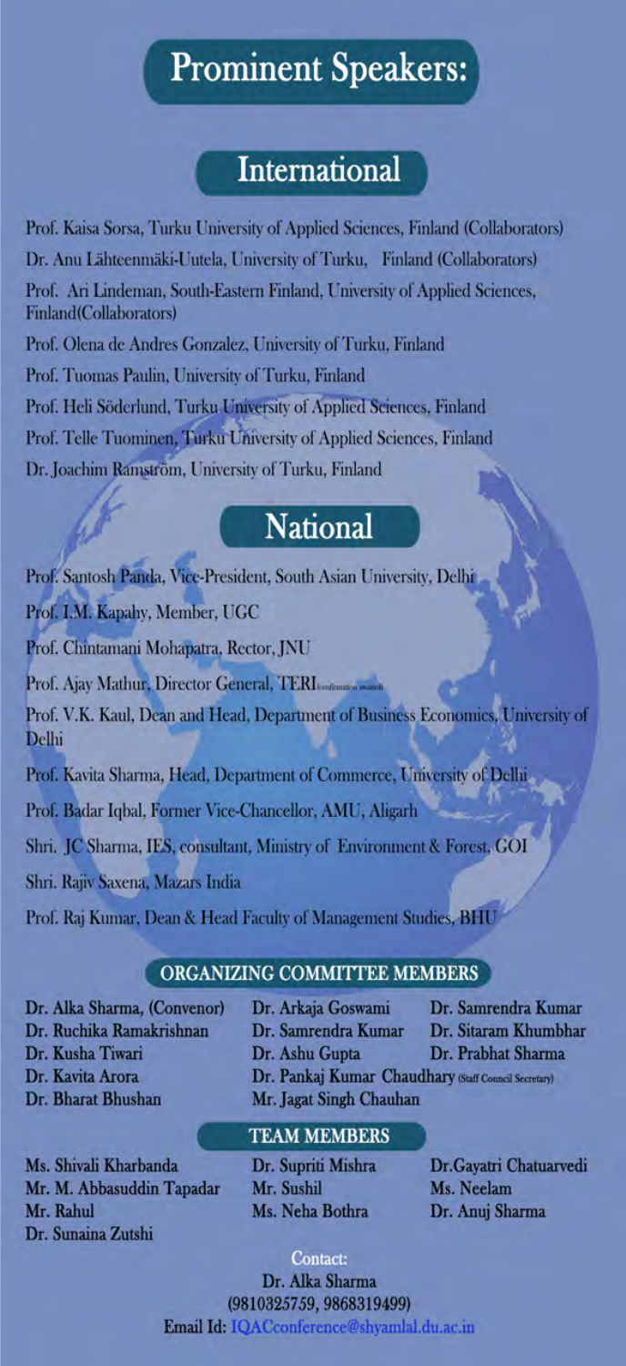# Prominent Speakers:

## International

Prof. Kaisa Sorsa, Turku University of Applied Sciences, Finland (Collaborators)

Dr. Anu Lähteenmäki-Uutela, University of Turku, Finland (Collaborators)

Prof. Ari Lindeman, South-Eastern Finland, University of Applied Sciences, Finland(Collaborators)

Prof. Olena de Andres Gonzalez, University of Turku, Finland

Prof. Tuomas Paulin, University of Turku, Finland

Prof. Heli Söderlund, Turku University of Applied Sciences, Finland

Prof. Telle Tuominen, Turku University of Applied Sciences, Finland

Dr. Joachim Ramström, University of Turku, Finland

## National

Prof. Santosh Panda, Vice-President, South Asian University, Delhi

Prof. I.M. Kapahy, Member, UGC

Prof. Chintamani Mohapatra, Rector, JNU

Prof. Ajay Mathur, Director General, TERI (confirmation awaited)

Prof. V.K. Kaul, Dean and Head, Department of Business Economics, University of Delhi

Prof. Kavita Sharma, Head, Department of Commerce, University of Delhi

Prof. Badar Iqbal, Former Vice-Chancellor, AMU, Aligarh

Shri. JC Sharma, IES, consultant, Ministry of Environment & Forest, GOI

Shri. Rajiv Saxena, Mazars India

Prof. Raj Kumar, Dean & Head Faculty of Management Studies, BHU

### ORGANIZING COMMITTEE MEMBERS

Dr. Alka Sharma, (Convenor)
Dr. Ruchika Ramakrishnan
Dr. Kusha Tiwari
Dr. Kavita Arora
Dr. Bharat Bhushan
Dr. Arkaja Goswami
Dr. Samrendra Kumar
Dr. Ashu Gupta
Dr. Pankaj Kumar Chaudhary (Staff Council Secretary)
Mr. Jagat Singh Chauhan
Dr. Samrendra Kumar
Dr. Sitaram Khumbhar
Dr. Prabhat Sharma

### TEAM MEMBERS

Ms. Shivali Kharbanda
Mr. M. Abbasuddin Tapadar
Mr. Rahul
Dr. Sunaina Zutshi
Dr. Supriti Mishra
Mr. Sushil
Ms. Neha Bothra
Dr.Gayatri Chatuarvedi
Ms. Neelam
Dr. Anuj Sharma

Contact:
Dr. Alka Sharma
(9810325759, 9868319499)
**Email Id:** IQACconference@shyamlal.du.ac.in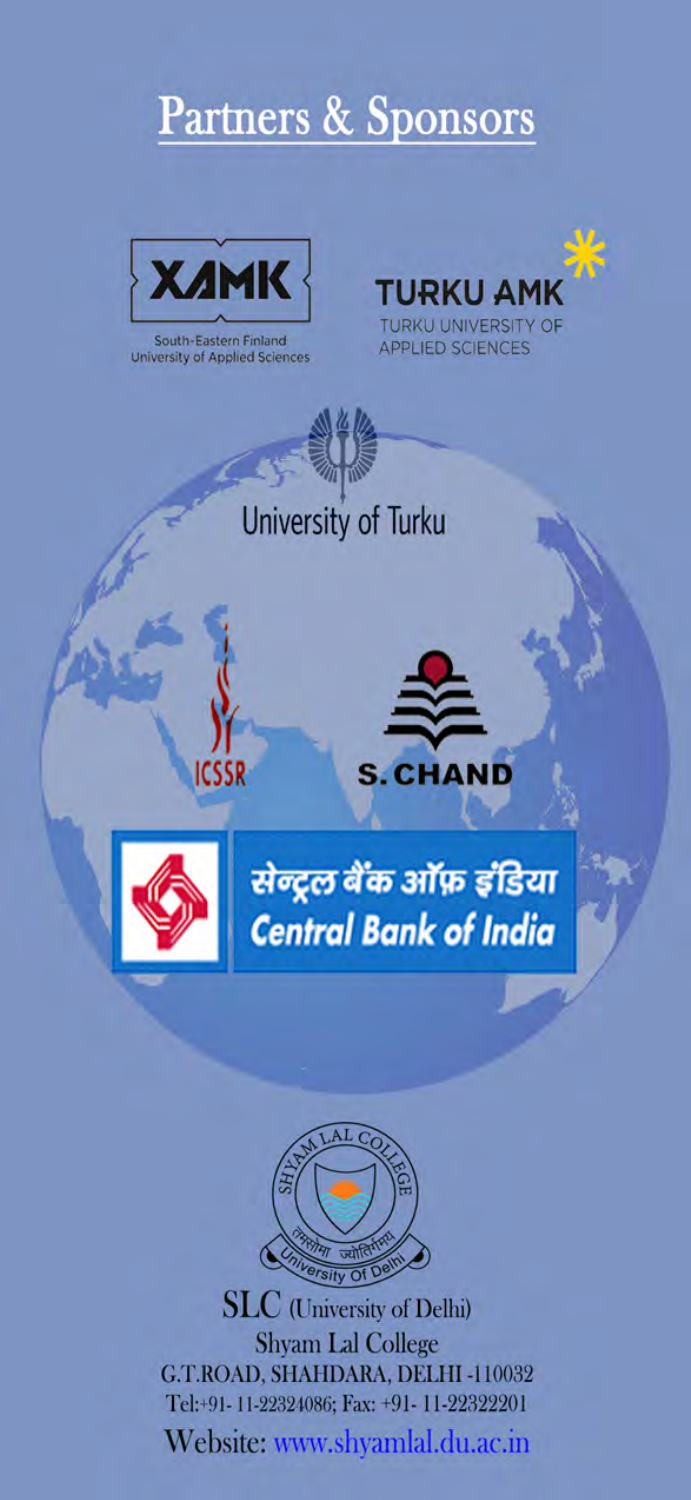# Partners & Sponsors

XAMK

South-Eastern Finland University of Applied Sciences

TURKU AMK

TURKU UNIVERSITY OF APPLIED SCIENCES

University of Turku

ICSSR

S.CHAND

सेन्ट्रल बैंक ऑफ़ इंडिया

Central Bank of India

SLC (University of Delhi)

Shyam Lal College

G.T.ROAD, SHAHDARA, DELHI -110032

Tel:+91- 11-22324086; Fax: +91- 11-22322201

Website: www.shyamlal.du.ac.in